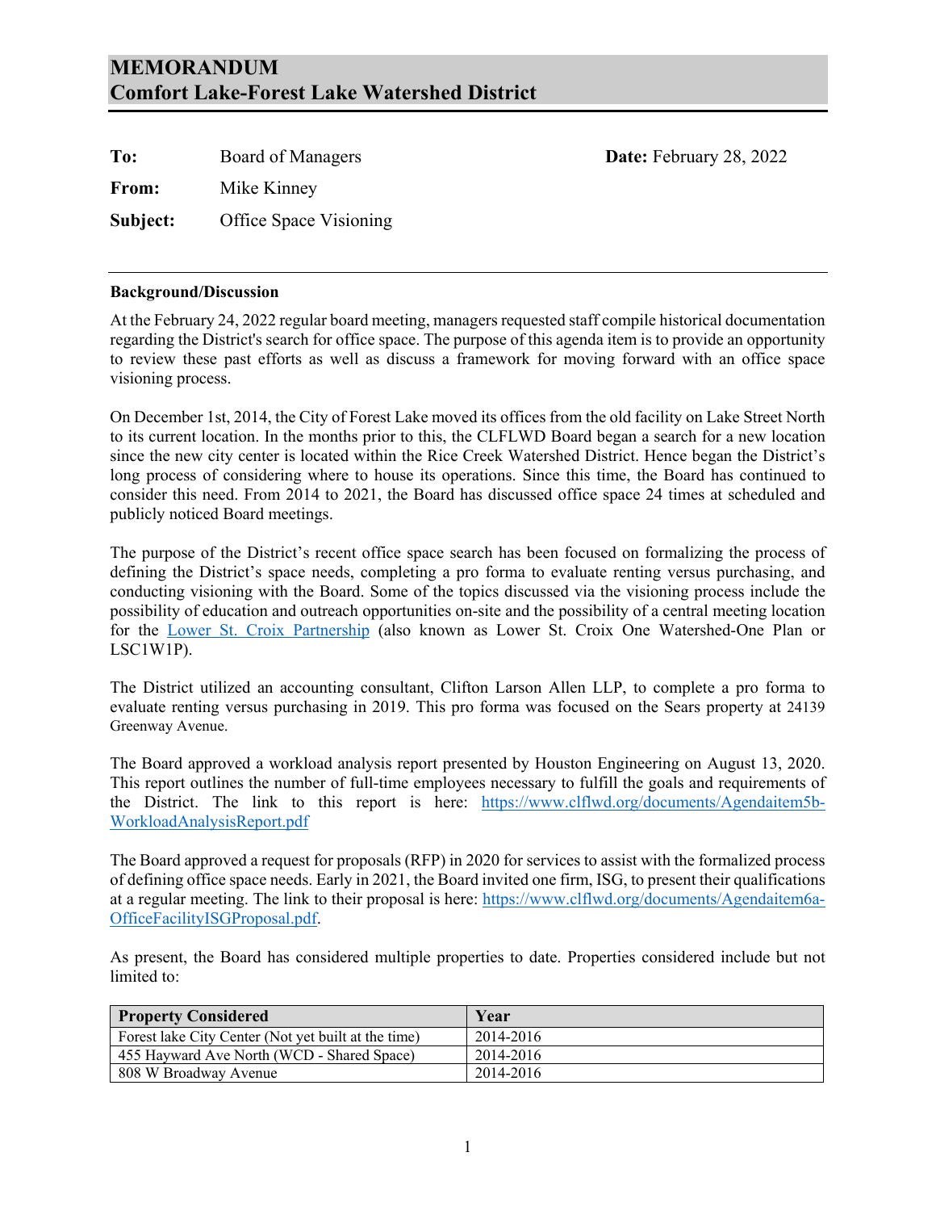# MEMORANDUM
# Comfort Lake-Forest Lake Watershed District

**To:** Board of Managers **Date:** February 28, 2022

**From:** Mike Kinney

**Subject:** Office Space Visioning

---

**Background/Discussion**

At the February 24, 2022 regular board meeting, managers requested staff compile historical documentation regarding the District's search for office space. The purpose of this agenda item is to provide an opportunity to review these past efforts as well as discuss a framework for moving forward with an office space visioning process.

On December 1st, 2014, the City of Forest Lake moved its offices from the old facility on Lake Street North to its current location. In the months prior to this, the CLFLWD Board began a search for a new location since the new city center is located within the Rice Creek Watershed District. Hence began the District's long process of considering where to house its operations. Since this time, the Board has continued to consider this need. From 2014 to 2021, the Board has discussed office space 24 times at scheduled and publicly noticed Board meetings.

The purpose of the District's recent office space search has been focused on formalizing the process of defining the District's space needs, completing a pro forma to evaluate renting versus purchasing, and conducting visioning with the Board. Some of the topics discussed via the visioning process include the possibility of education and outreach opportunities on-site and the possibility of a central meeting location for the Lower St. Croix Partnership (also known as Lower St. Croix One Watershed-One Plan or LSC1W1P).

The District utilized an accounting consultant, Clifton Larson Allen LLP, to complete a pro forma to evaluate renting versus purchasing in 2019. This pro forma was focused on the Sears property at 24139 Greenway Avenue.

The Board approved a workload analysis report presented by Houston Engineering on August 13, 2020. This report outlines the number of full-time employees necessary to fulfill the goals and requirements of the District. The link to this report is here: https://www.clflwd.org/documents/Agendaitem5b-WorkloadAnalysisReport.pdf

The Board approved a request for proposals (RFP) in 2020 for services to assist with the formalized process of defining office space needs. Early in 2021, the Board invited one firm, ISG, to present their qualifications at a regular meeting. The link to their proposal is here: https://www.clflwd.org/documents/Agendaitem6a-OfficeFacilityISGProposal.pdf.

As present, the Board has considered multiple properties to date. Properties considered include but not limited to:

| Property Considered | Year |
| --- | --- |
| Forest lake City Center (Not yet built at the time) | 2014-2016 |
| 455 Hayward Ave North (WCD - Shared Space) | 2014-2016 |
| 808 W Broadway Avenue | 2014-2016 |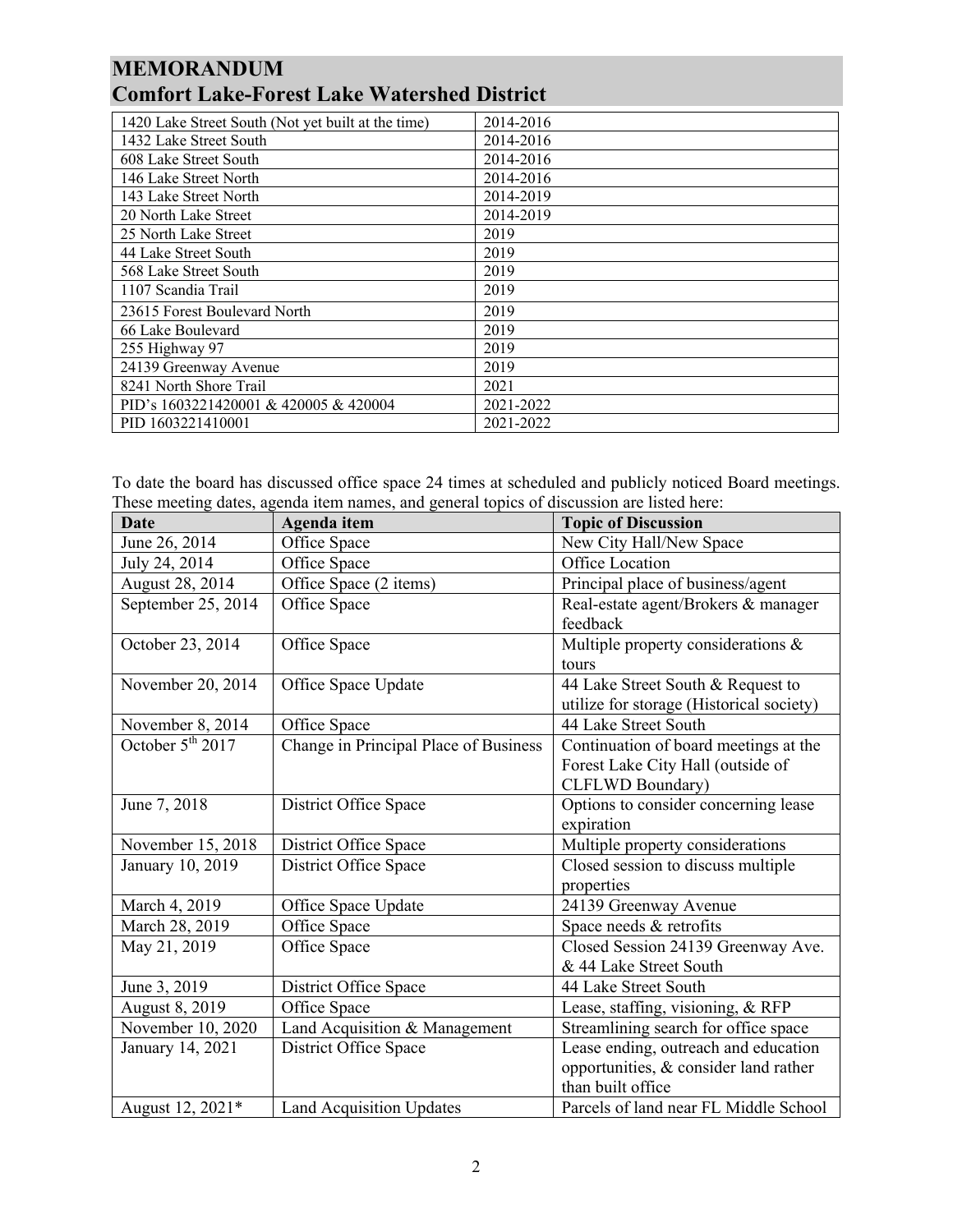| 1420 Lake Street South (Not yet built at the time) | 2014-2016 |
|---|---|
| 1432 Lake Street South | 2014-2016 |
| 608 Lake Street South | 2014-2016 |
| 146 Lake Street North | 2014-2016 |
| 143 Lake Street North | 2014-2019 |
| 20 North Lake Street | 2014-2019 |
| 25 North Lake Street | 2019 |
| 44 Lake Street South | 2019 |
| 568 Lake Street South | 2019 |
| 1107 Scandia Trail | 2019 |
| 23615 Forest Boulevard North | 2019 |
| 66 Lake Boulevard | 2019 |
| 255 Highway 97 | 2019 |
| 24139 Greenway Avenue | 2019 |
| 8241 North Shore Trail | 2021 |
| PID's 1603221420001 & 420005 & 420004 | 2021-2022 |
| PID 1603221410001 | 2021-2022 |

To date the board has discussed office space 24 times at scheduled and publicly noticed Board meetings. These meeting dates, agenda item names, and general topics of discussion are listed here:

| Date | Agenda item | Topic of Discussion |
|---|---|---|
| June 26, 2014 | Office Space | New City Hall/New Space |
| July 24, 2014 | Office Space | Office Location |
| August 28, 2014 | Office Space (2 items) | Principal place of business/agent |
| September 25, 2014 | Office Space | Real-estate agent/Brokers & manager feedback |
| October 23, 2014 | Office Space | Multiple property considerations & tours |
| November 20, 2014 | Office Space Update | 44 Lake Street South & Request to utilize for storage (Historical society) |
| November 8, 2014 | Office Space | 44 Lake Street South |
| October 5th 2017 | Change in Principal Place of Business | Continuation of board meetings at the Forest Lake City Hall (outside of CLFLWD Boundary) |
| June 7, 2018 | District Office Space | Options to consider concerning lease expiration |
| November 15, 2018 | District Office Space | Multiple property considerations |
| January 10, 2019 | District Office Space | Closed session to discuss multiple properties |
| March 4, 2019 | Office Space Update | 24139 Greenway Avenue |
| March 28, 2019 | Office Space | Space needs & retrofits |
| May 21, 2019 | Office Space | Closed Session 24139 Greenway Ave. & 44 Lake Street South |
| June 3, 2019 | District Office Space | 44 Lake Street South |
| August 8, 2019 | Office Space | Lease, staffing, visioning, & RFP |
| November 10, 2020 | Land Acquisition & Management | Streamlining search for office space |
| January 14, 2021 | District Office Space | Lease ending, outreach and education opportunities, & consider land rather than built office |
| August 12, 2021* | Land Acquisition Updates | Parcels of land near FL Middle School |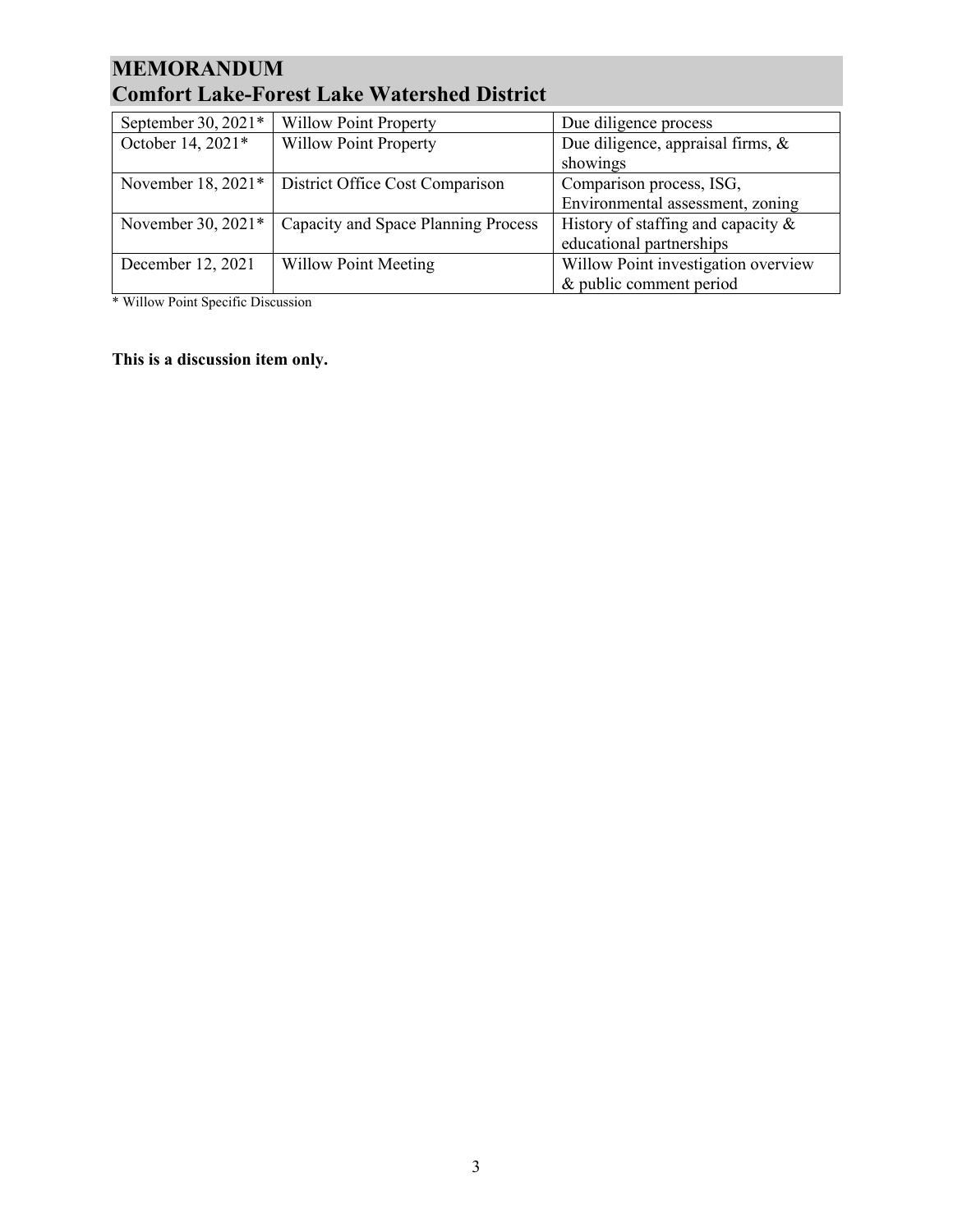# MEMORANDUM
# Comfort Lake-Forest Lake Watershed District

| | | |
|---|---|---|
| September 30, 2021* | Willow Point Property | Due diligence process |
| October 14, 2021* | Willow Point Property | Due diligence, appraisal firms, & showings |
| November 18, 2021* | District Office Cost Comparison | Comparison process, ISG, Environmental assessment, zoning |
| November 30, 2021* | Capacity and Space Planning Process | History of staffing and capacity & educational partnerships |
| December 12, 2021 | Willow Point Meeting | Willow Point investigation overview & public comment period |

* Willow Point Specific Discussion

**This is a discussion item only.**